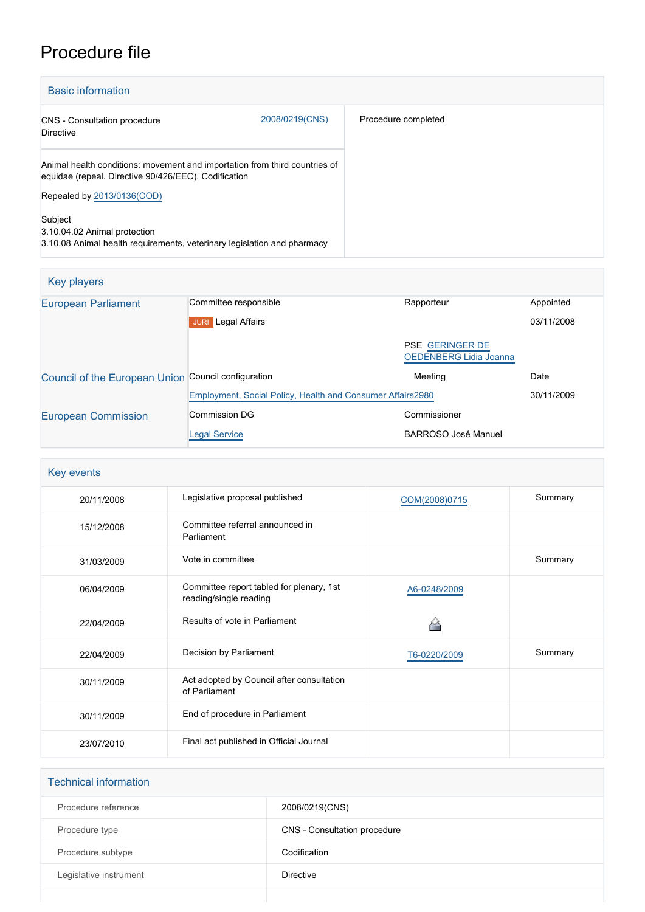# Procedure file

## Basic information

| | |
|---|---|
| CNS - Consultation procedure<br>Directive | 2008/0219(CNS) |
| Animal health conditions: movement and importation from third countries of equidae (repeal. Directive 90/426/EEC). Codification<br><br>Repealed by 2013/0136(COD)<br><br>Subject<br>3.10.04.02 Animal protection<br>3.10.08 Animal health requirements, veterinary legislation and pharmacy | Procedure completed |

## Key players

| | | | |
|---|---|---|---|
| European Parliament | Committee responsible | Rapporteur | Appointed |
| | JURI Legal Affairs | | 03/11/2008 |
| | | PSE GERINGER DE OEDENBERG Lidia Joanna | |
| Council of the European Union | Council configuration | Meeting | Date |
| | Employment, Social Policy, Health and Consumer Affairs | 2980 | 30/11/2009 |
| European Commission | Commission DG | Commissioner | |
| | Legal Service | BARROSO José Manuel | |

## Key events

| | | | |
|---|---|---|---|
| 20/11/2008 | Legislative proposal published | COM(2008)0715 | Summary |
| 15/12/2008 | Committee referral announced in Parliament | | |
| 31/03/2009 | Vote in committee | | Summary |
| 06/04/2009 | Committee report tabled for plenary, 1st reading/single reading | A6-0248/2009 | |
| 22/04/2009 | Results of vote in Parliament | | |
| 22/04/2009 | Decision by Parliament | T6-0220/2009 | Summary |
| 30/11/2009 | Act adopted by Council after consultation of Parliament | | |
| 30/11/2009 | End of procedure in Parliament | | |
| 23/07/2010 | Final act published in Official Journal | | |

## Technical information

| | |
|---|---|
| Procedure reference | 2008/0219(CNS) |
| Procedure type | CNS - Consultation procedure |
| Procedure subtype | Codification |
| Legislative instrument | Directive |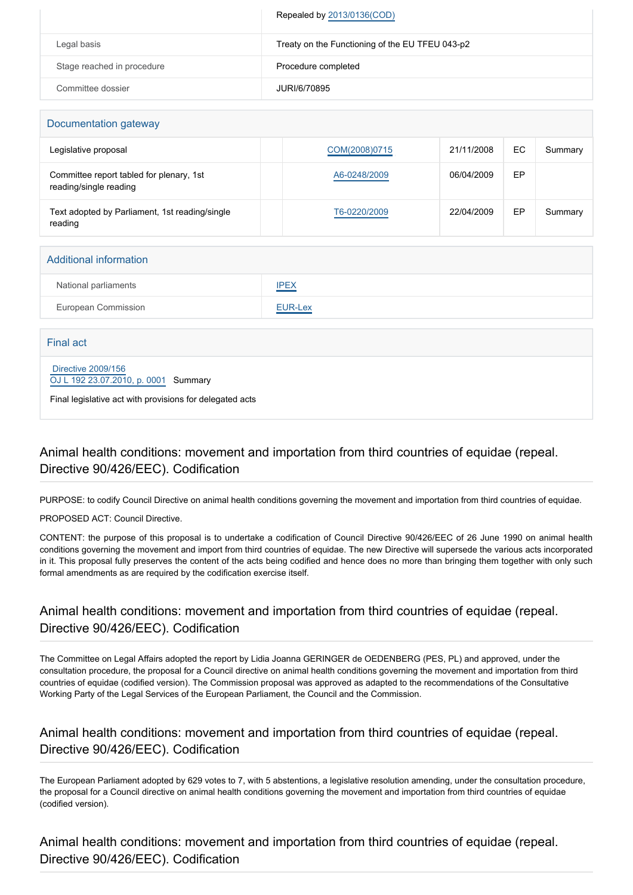| | |
|---|---|
| | Repealed by 2013/0136(COD) |
| Legal basis | Treaty on the Functioning of the EU TFEU 043-p2 |
| Stage reached in procedure | Procedure completed |
| Committee dossier | JURI/6/70895 |

## Documentation gateway

| | | | | | |
|---|---|---|---|---|---|
| Legislative proposal | | COM(2008)0715 | 21/11/2008 | EC | Summary |
| Committee report tabled for plenary, 1st reading/single reading | | A6-0248/2009 | 06/04/2009 | EP | |
| Text adopted by Parliament, 1st reading/single reading | | T6-0220/2009 | 22/04/2009 | EP | Summary |

## Additional information

| | |
|---|---|
| National parliaments | IPEX |
| European Commission | EUR-Lex |

## Final act

Directive 2009/156
OJ L 192 23.07.2010, p. 0001 Summary

Final legislative act with provisions for delegated acts

## Animal health conditions: movement and importation from third countries of equidae (repeal. Directive 90/426/EEC). Codification

PURPOSE: to codify Council Directive on animal health conditions governing the movement and importation from third countries of equidae.

PROPOSED ACT: Council Directive.

CONTENT: the purpose of this proposal is to undertake a codification of Council Directive 90/426/EEC of 26 June 1990 on animal health conditions governing the movement and import from third countries of equidae. The new Directive will supersede the various acts incorporated in it. This proposal fully preserves the content of the acts being codified and hence does no more than bringing them together with only such formal amendments as are required by the codification exercise itself.

## Animal health conditions: movement and importation from third countries of equidae (repeal. Directive 90/426/EEC). Codification

The Committee on Legal Affairs adopted the report by Lidia Joanna GERINGER de OEDENBERG (PES, PL) and approved, under the consultation procedure, the proposal for a Council directive on animal health conditions governing the movement and importation from third countries of equidae (codified version). The Commission proposal was approved as adapted to the recommendations of the Consultative Working Party of the Legal Services of the European Parliament, the Council and the Commission.

## Animal health conditions: movement and importation from third countries of equidae (repeal. Directive 90/426/EEC). Codification

The European Parliament adopted by 629 votes to 7, with 5 abstentions, a legislative resolution amending, under the consultation procedure, the proposal for a Council directive on animal health conditions governing the movement and importation from third countries of equidae (codified version).

## Animal health conditions: movement and importation from third countries of equidae (repeal. Directive 90/426/EEC). Codification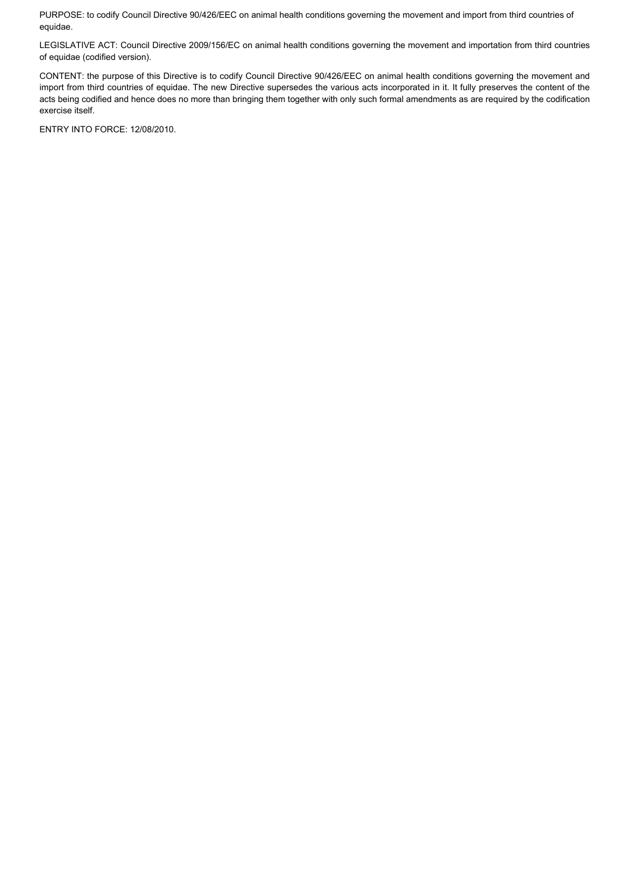PURPOSE: to codify Council Directive 90/426/EEC on animal health conditions governing the movement and import from third countries of equidae.

LEGISLATIVE ACT: Council Directive 2009/156/EC on animal health conditions governing the movement and importation from third countries of equidae (codified version).

CONTENT: the purpose of this Directive is to codify Council Directive 90/426/EEC on animal health conditions governing the movement and import from third countries of equidae. The new Directive supersedes the various acts incorporated in it. It fully preserves the content of the acts being codified and hence does no more than bringing them together with only such formal amendments as are required by the codification exercise itself.

ENTRY INTO FORCE: 12/08/2010.